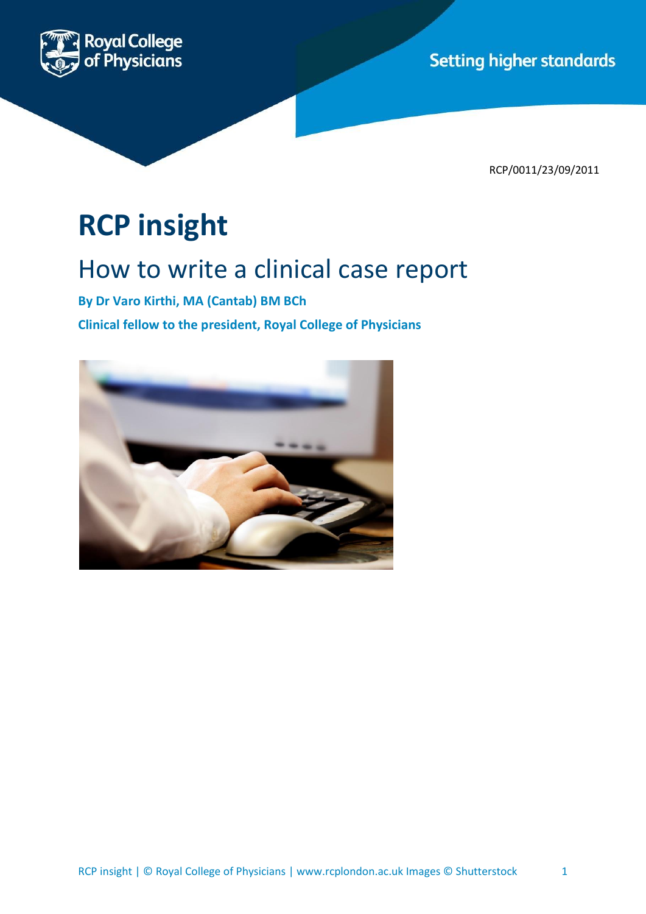Royal College of Physicians

Setting higher standards

RCP/0011/23/09/2011

# RCP insight

## How to write a clinical case report

**By Dr Varo Kirthi, MA (Cantab) BM BCh**

**Clinical fellow to the president, Royal College of Physicians**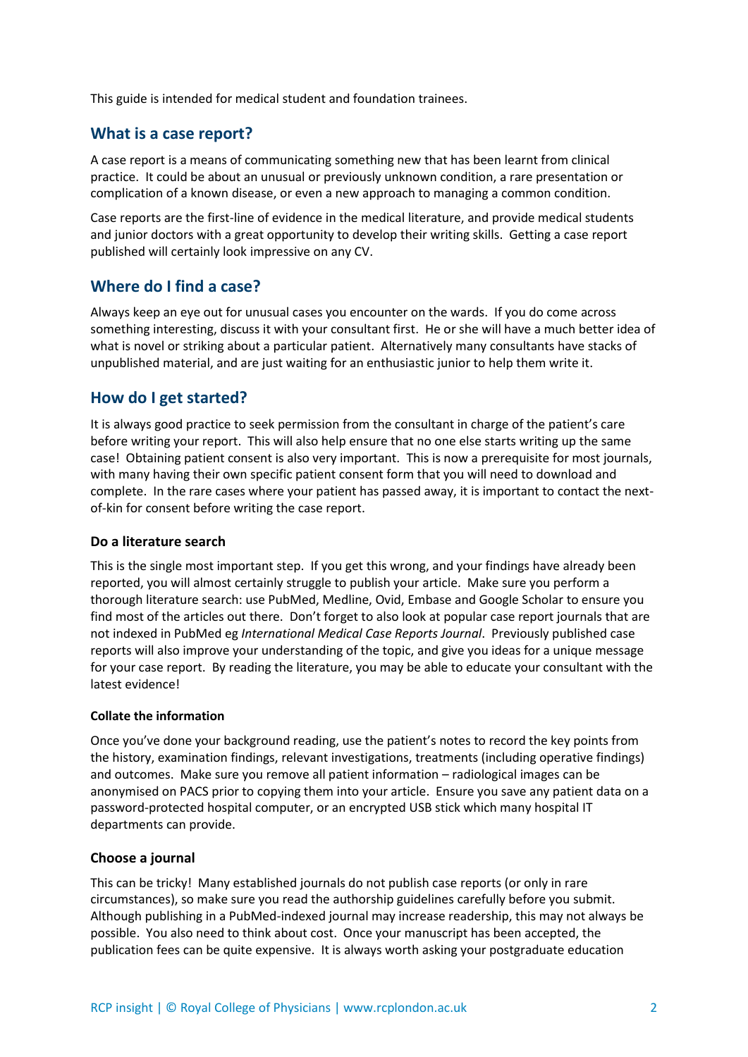This guide is intended for medical student and foundation trainees.

## What is a case report?

A case report is a means of communicating something new that has been learnt from clinical practice. It could be about an unusual or previously unknown condition, a rare presentation or complication of a known disease, or even a new approach to managing a common condition.

Case reports are the first-line of evidence in the medical literature, and provide medical students and junior doctors with a great opportunity to develop their writing skills. Getting a case report published will certainly look impressive on any CV.

## Where do I find a case?

Always keep an eye out for unusual cases you encounter on the wards. If you do come across something interesting, discuss it with your consultant first. He or she will have a much better idea of what is novel or striking about a particular patient. Alternatively many consultants have stacks of unpublished material, and are just waiting for an enthusiastic junior to help them write it.

## How do I get started?

It is always good practice to seek permission from the consultant in charge of the patient's care before writing your report. This will also help ensure that no one else starts writing up the same case! Obtaining patient consent is also very important. This is now a prerequisite for most journals, with many having their own specific patient consent form that you will need to download and complete. In the rare cases where your patient has passed away, it is important to contact the next-of-kin for consent before writing the case report.

### Do a literature search

This is the single most important step. If you get this wrong, and your findings have already been reported, you will almost certainly struggle to publish your article. Make sure you perform a thorough literature search: use PubMed, Medline, Ovid, Embase and Google Scholar to ensure you find most of the articles out there. Don't forget to also look at popular case report journals that are not indexed in PubMed eg *International Medical Case Reports Journal*. Previously published case reports will also improve your understanding of the topic, and give you ideas for a unique message for your case report. By reading the literature, you may be able to educate your consultant with the latest evidence!

#### Collate the information

Once you've done your background reading, use the patient's notes to record the key points from the history, examination findings, relevant investigations, treatments (including operative findings) and outcomes. Make sure you remove all patient information – radiological images can be anonymised on PACS prior to copying them into your article. Ensure you save any patient data on a password-protected hospital computer, or an encrypted USB stick which many hospital IT departments can provide.

### Choose a journal

This can be tricky! Many established journals do not publish case reports (or only in rare circumstances), so make sure you read the authorship guidelines carefully before you submit. Although publishing in a PubMed-indexed journal may increase readership, this may not always be possible. You also need to think about cost. Once your manuscript has been accepted, the publication fees can be quite expensive. It is always worth asking your postgraduate education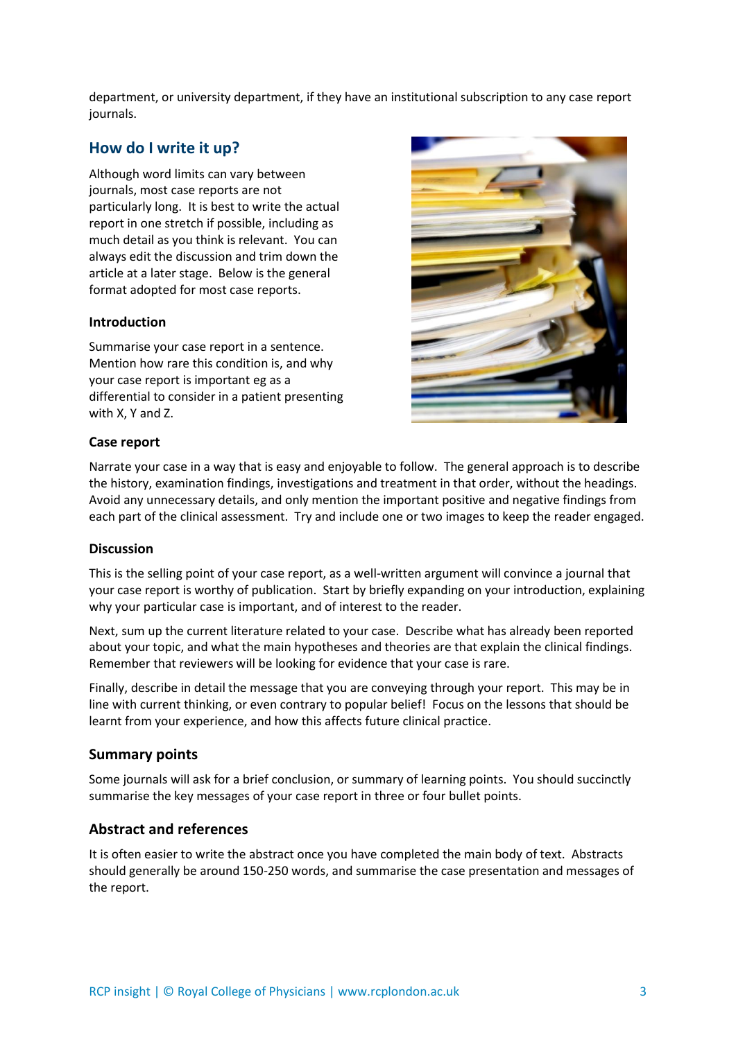department, or university department, if they have an institutional subscription to any case report journals.

## How do I write it up?

Although word limits can vary between journals, most case reports are not particularly long. It is best to write the actual report in one stretch if possible, including as much detail as you think is relevant. You can always edit the discussion and trim down the article at a later stage. Below is the general format adopted for most case reports.

#### Introduction

Summarise your case report in a sentence. Mention how rare this condition is, and why your case report is important eg as a differential to consider in a patient presenting with X, Y and Z.

#### Case report

Narrate your case in a way that is easy and enjoyable to follow. The general approach is to describe the history, examination findings, investigations and treatment in that order, without the headings. Avoid any unnecessary details, and only mention the important positive and negative findings from each part of the clinical assessment. Try and include one or two images to keep the reader engaged.

#### Discussion

This is the selling point of your case report, as a well-written argument will convince a journal that your case report is worthy of publication. Start by briefly expanding on your introduction, explaining why your particular case is important, and of interest to the reader.

Next, sum up the current literature related to your case. Describe what has already been reported about your topic, and what the main hypotheses and theories are that explain the clinical findings. Remember that reviewers will be looking for evidence that your case is rare.

Finally, describe in detail the message that you are conveying through your report. This may be in line with current thinking, or even contrary to popular belief! Focus on the lessons that should be learnt from your experience, and how this affects future clinical practice.

### Summary points

Some journals will ask for a brief conclusion, or summary of learning points. You should succinctly summarise the key messages of your case report in three or four bullet points.

### Abstract and references

It is often easier to write the abstract once you have completed the main body of text. Abstracts should generally be around 150-250 words, and summarise the case presentation and messages of the report.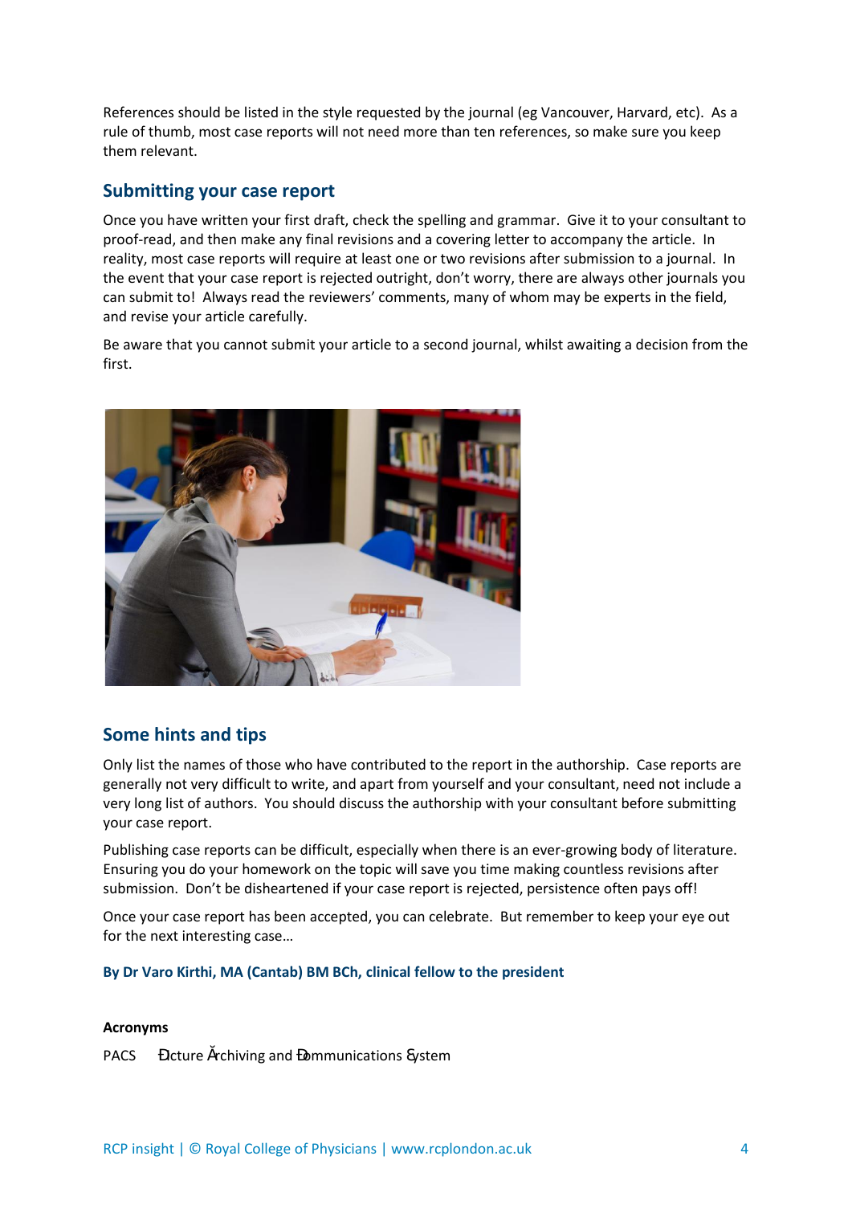References should be listed in the style requested by the journal (eg Vancouver, Harvard, etc). As a rule of thumb, most case reports will not need more than ten references, so make sure you keep them relevant.

## Submitting your case report

Once you have written your first draft, check the spelling and grammar. Give it to your consultant to proof-read, and then make any final revisions and a covering letter to accompany the article. In reality, most case reports will require at least one or two revisions after submission to a journal. In the event that your case report is rejected outright, don't worry, there are always other journals you can submit to! Always read the reviewers' comments, many of whom may be experts in the field, and revise your article carefully.

Be aware that you cannot submit your article to a second journal, whilst awaiting a decision from the first.

## Some hints and tips

Only list the names of those who have contributed to the report in the authorship. Case reports are generally not very difficult to write, and apart from yourself and your consultant, need not include a very long list of authors. You should discuss the authorship with your consultant before submitting your case report.

Publishing case reports can be difficult, especially when there is an ever-growing body of literature. Ensuring you do your homework on the topic will save you time making countless revisions after submission. Don't be disheartened if your case report is rejected, persistence often pays off!

Once your case report has been accepted, you can celebrate. But remember to keep your eye out for the next interesting case…

**By Dr Varo Kirthi, MA (Cantab) BM BCh, clinical fellow to the president**

**Acronyms**

PACS Picture Archiving and Communications System